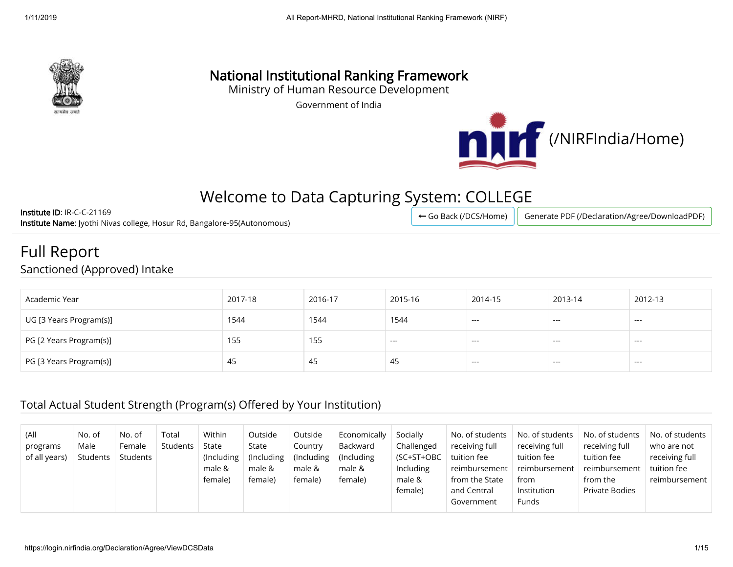# National Institutional Ranking Framework

Ministry of Human Resource Development

Government of India

(/NIRFIndia/Home)

## Welcome to Data Capturing System: COLLEGE

**Institute ID**: IR-C-C-21169
**Institute Name**: Jyothi Nivas college, Hosur Rd, Bangalore-95(Autonomous)

Go Back (/DCS/Home) Generate PDF (/Declaration/Agree/DownloadPDF)

# Full Report

## Sanctioned (Approved) Intake

| Academic Year | 2017-18 | 2016-17 | 2015-16 | 2014-15 | 2013-14 | 2012-13 |
|---|---|---|---|---|---|---|
| UG [3 Years Program(s)] | 1544 | 1544 | 1544 | --- | --- | --- |
| PG [2 Years Program(s)] | 155 | 155 | --- | --- | --- | --- |
| PG [3 Years Program(s)] | 45 | 45 | 45 | --- | --- | --- |

## Total Actual Student Strength (Program(s) Offered by Your Institution)

| (All programs of all years) | No. of Male Students | No. of Female Students | Total Students | Within State (Including male & female) | Outside State (Including male & female) | Outside Country (Including male & female) | Economically Backward (Including male & female) | Socially Challenged (SC+ST+OBC Including male & female) | No. of students receiving full tuition fee reimbursement from the State and Central Government | No. of students receiving full tuition fee reimbursement from Institution Funds | No. of students receiving full tuition fee reimbursement from the Private Bodies | No. of students who are not receiving full tuition fee reimbursement |
|---|---|---|---|---|---|---|---|---|---|---|---|---|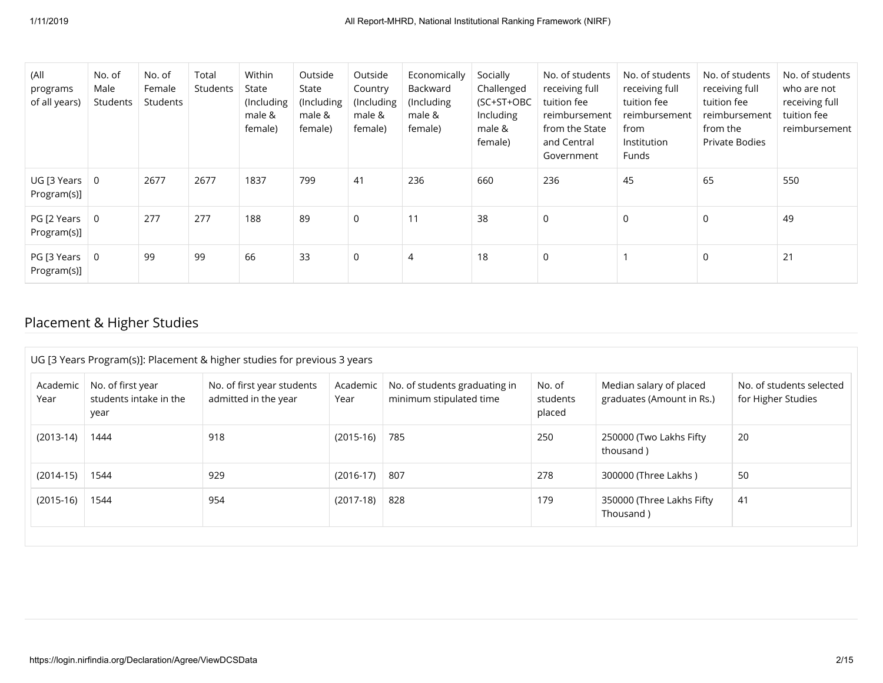| (All programs of all years) | No. of Male Students | No. of Female Students | Total Students | Within State (Including male & female) | Outside State (Including male & female) | Outside Country (Including male & female) | Economically Backward (Including male & female) | Socially Challenged (SC+ST+OBC Including male & female) | No. of students receiving full tuition fee reimbursement from the State and Central Government | No. of students receiving full tuition fee reimbursement from Institution Funds | No. of students receiving full tuition fee reimbursement from the Private Bodies | No. of students who are not receiving full tuition fee reimbursement |
|---|---|---|---|---|---|---|---|---|---|---|---|---|
| UG [3 Years Program(s)] | 0 | 2677 | 2677 | 1837 | 799 | 41 | 236 | 660 | 236 | 45 | 65 | 550 |
| PG [2 Years Program(s)] | 0 | 277 | 277 | 188 | 89 | 0 | 11 | 38 | 0 | 0 | 0 | 49 |
| PG [3 Years Program(s)] | 0 | 99 | 99 | 66 | 33 | 0 | 4 | 18 | 0 | 1 | 0 | 21 |

## Placement & Higher Studies

UG [3 Years Program(s)]: Placement & higher studies for previous 3 years

| Academic Year | No. of first year students intake in the year | No. of first year students admitted in the year | Academic Year | No. of students graduating in minimum stipulated time | No. of students placed | Median salary of placed graduates (Amount in Rs.) | No. of students selected for Higher Studies |
|---|---|---|---|---|---|---|---|
| (2013-14) | 1444 | 918 | (2015-16) | 785 | 250 | 250000 (Two Lakhs Fifty thousand ) | 20 |
| (2014-15) | 1544 | 929 | (2016-17) | 807 | 278 | 300000 (Three Lakhs ) | 50 |
| (2015-16) | 1544 | 954 | (2017-18) | 828 | 179 | 350000 (Three Lakhs Fifty Thousand ) | 41 |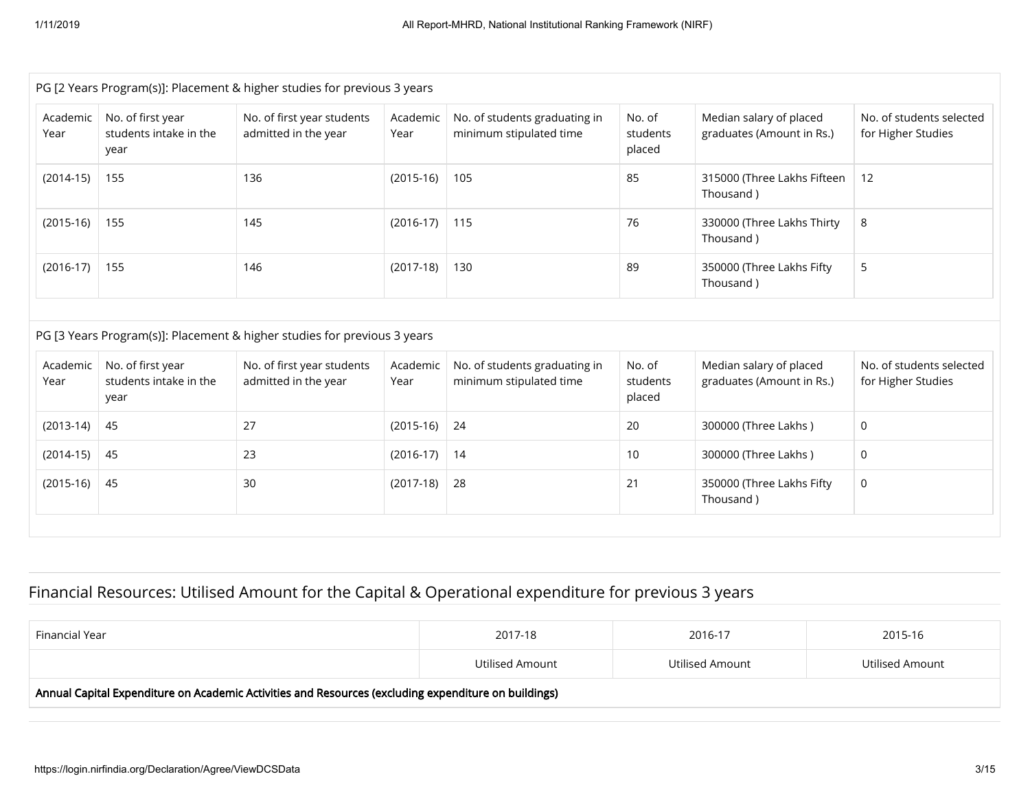PG [2 Years Program(s)]: Placement & higher studies for previous 3 years

| Academic Year | No. of first year students intake in the year | No. of first year students admitted in the year | Academic Year | No. of students graduating in minimum stipulated time | No. of students placed | Median salary of placed graduates (Amount in Rs.) | No. of students selected for Higher Studies |
|---|---|---|---|---|---|---|---|
| (2014-15) | 155 | 136 | (2015-16) | 105 | 85 | 315000 (Three Lakhs Fifteen Thousand ) | 12 |
| (2015-16) | 155 | 145 | (2016-17) | 115 | 76 | 330000 (Three Lakhs Thirty Thousand ) | 8 |
| (2016-17) | 155 | 146 | (2017-18) | 130 | 89 | 350000 (Three Lakhs Fifty Thousand ) | 5 |

PG [3 Years Program(s)]: Placement & higher studies for previous 3 years

| Academic Year | No. of first year students intake in the year | No. of first year students admitted in the year | Academic Year | No. of students graduating in minimum stipulated time | No. of students placed | Median salary of placed graduates (Amount in Rs.) | No. of students selected for Higher Studies |
|---|---|---|---|---|---|---|---|
| (2013-14) | 45 | 27 | (2015-16) | 24 | 20 | 300000 (Three Lakhs ) | 0 |
| (2014-15) | 45 | 23 | (2016-17) | 14 | 10 | 300000 (Three Lakhs ) | 0 |
| (2015-16) | 45 | 30 | (2017-18) | 28 | 21 | 350000 (Three Lakhs Fifty Thousand ) | 0 |

## Financial Resources: Utilised Amount for the Capital & Operational expenditure for previous 3 years

| Financial Year | 2017-18 | 2016-17 | 2015-16 |
|---|---|---|---|
| | Utilised Amount | Utilised Amount | Utilised Amount |
| **Annual Capital Expenditure on Academic Activities and Resources (excluding expenditure on buildings)** | | | |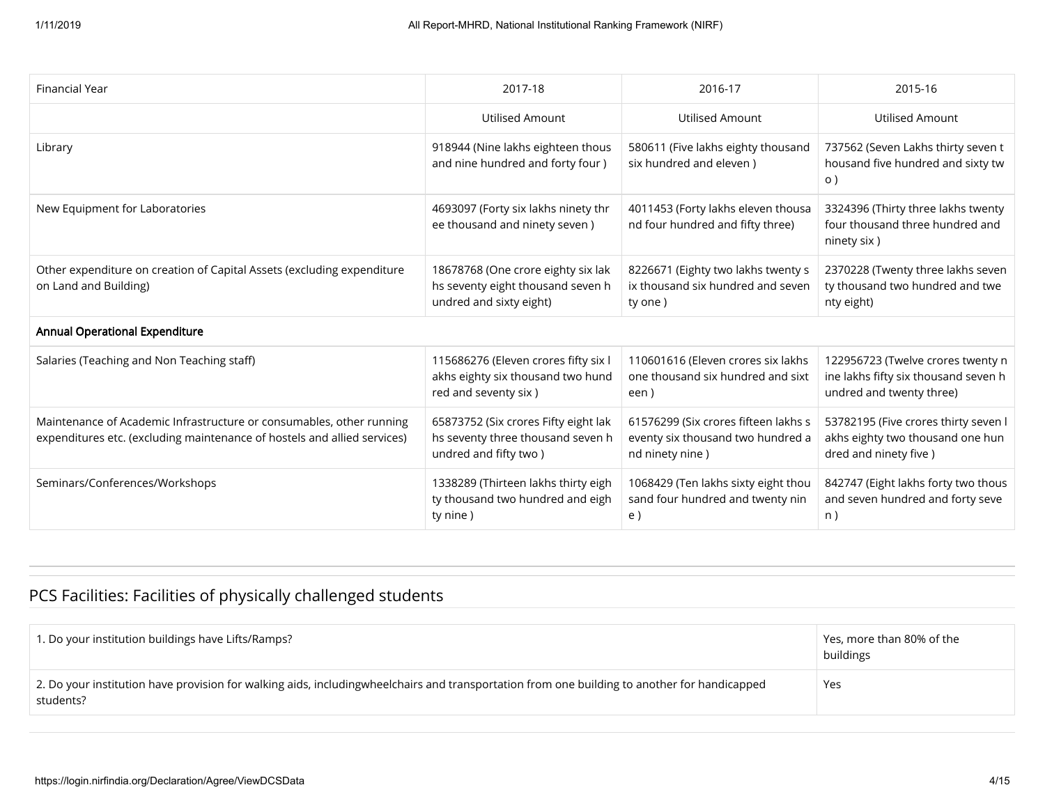| Financial Year | 2017-18 | 2016-17 | 2015-16 |
| --- | --- | --- | --- |
| | Utilised Amount | Utilised Amount | Utilised Amount |
| Library | 918944 (Nine lakhs eighteen thousand and nine hundred and forty four ) | 580611 (Five lakhs eighty thousand six hundred and eleven ) | 737562 (Seven Lakhs thirty seven thousand five hundred and sixty two ) |
| New Equipment for Laboratories | 4693097 (Forty six lakhs ninety three thousand and ninety seven ) | 4011453 (Forty lakhs eleven thousand four hundred and fifty three) | 3324396 (Thirty three lakhs twenty four thousand three hundred and ninety six ) |
| Other expenditure on creation of Capital Assets (excluding expenditure on Land and Building) | 18678768 (One crore eighty six lakhs seventy eight thousand seven hundred and sixty eight) | 8226671 (Eighty two lakhs twenty six thousand six hundred and seventy one ) | 2370228 (Twenty three lakhs seventy thousand two hundred and twenty eight) |
| **Annual Operational Expenditure** | | | |
| Salaries (Teaching and Non Teaching staff) | 115686276 (Eleven crores fifty six lakhs eighty six thousand two hundred and seventy six ) | 110601616 (Eleven crores six lakhs one thousand six hundred and sixteen ) | 122956723 (Twelve crores twenty nine lakhs fifty six thousand seven hundred and twenty three) |
| Maintenance of Academic Infrastructure or consumables, other running expenditures etc. (excluding maintenance of hostels and allied services) | 65873752 (Six crores Fifty eight lakhs seventy three thousand seven hundred and fifty two ) | 61576299 (Six crores fifteen lakhs seventy six thousand two hundred and ninety nine ) | 53782195 (Five crores thirty seven lakhs eighty two thousand one hundred and ninety five ) |
| Seminars/Conferences/Workshops | 1338289 (Thirteen lakhs thirty eighty thousand two hundred and eighty nine ) | 1068429 (Ten lakhs sixty eight thousand four hundred and twenty nine ) | 842747 (Eight lakhs forty two thousand seven hundred and forty seven ) |

## PCS Facilities: Facilities of physically challenged students

| | |
| --- | --- |
| 1. Do your institution buildings have Lifts/Ramps? | Yes, more than 80% of the buildings |
| 2. Do your institution have provision for walking aids, includingwheelchairs and transportation from one building to another for handicapped students? | Yes |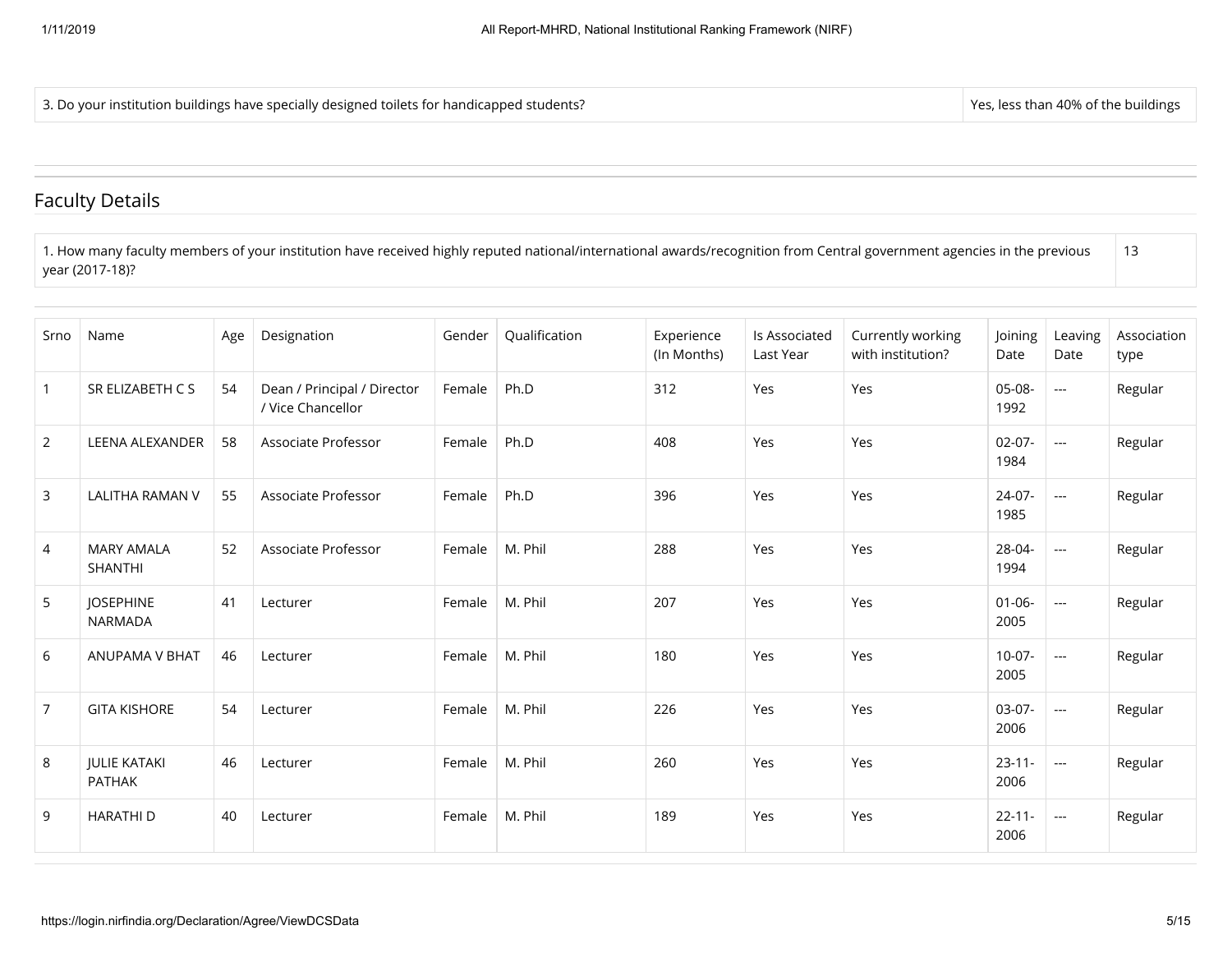| 3. Do your institution buildings have specially designed toilets for handicapped students? | Yes, less than 40% of the buildings |
| --- | --- |

## Faculty Details

| 1. How many faculty members of your institution have received highly reputed national/international awards/recognition from Central government agencies in the previous year (2017-18)? | 13 |
| --- | --- |

| Srno | Name | Age | Designation | Gender | Qualification | Experience (In Months) | Is Associated Last Year | Currently working with institution? | Joining Date | Leaving Date | Association type |
| --- | --- | --- | --- | --- | --- | --- | --- | --- | --- | --- | --- |
| 1 | SR ELIZABETH C S | 54 | Dean / Principal / Director / Vice Chancellor | Female | Ph.D | 312 | Yes | Yes | 05-08-1992 | --- | Regular |
| 2 | LEENA ALEXANDER | 58 | Associate Professor | Female | Ph.D | 408 | Yes | Yes | 02-07-1984 | --- | Regular |
| 3 | LALITHA RAMAN V | 55 | Associate Professor | Female | Ph.D | 396 | Yes | Yes | 24-07-1985 | --- | Regular |
| 4 | MARY AMALA SHANTHI | 52 | Associate Professor | Female | M. Phil | 288 | Yes | Yes | 28-04-1994 | --- | Regular |
| 5 | JOSEPHINE NARMADA | 41 | Lecturer | Female | M. Phil | 207 | Yes | Yes | 01-06-2005 | --- | Regular |
| 6 | ANUPAMA V BHAT | 46 | Lecturer | Female | M. Phil | 180 | Yes | Yes | 10-07-2005 | --- | Regular |
| 7 | GITA KISHORE | 54 | Lecturer | Female | M. Phil | 226 | Yes | Yes | 03-07-2006 | --- | Regular |
| 8 | JULIE KATAKI PATHAK | 46 | Lecturer | Female | M. Phil | 260 | Yes | Yes | 23-11-2006 | --- | Regular |
| 9 | HARATHI D | 40 | Lecturer | Female | M. Phil | 189 | Yes | Yes | 22-11-2006 | --- | Regular |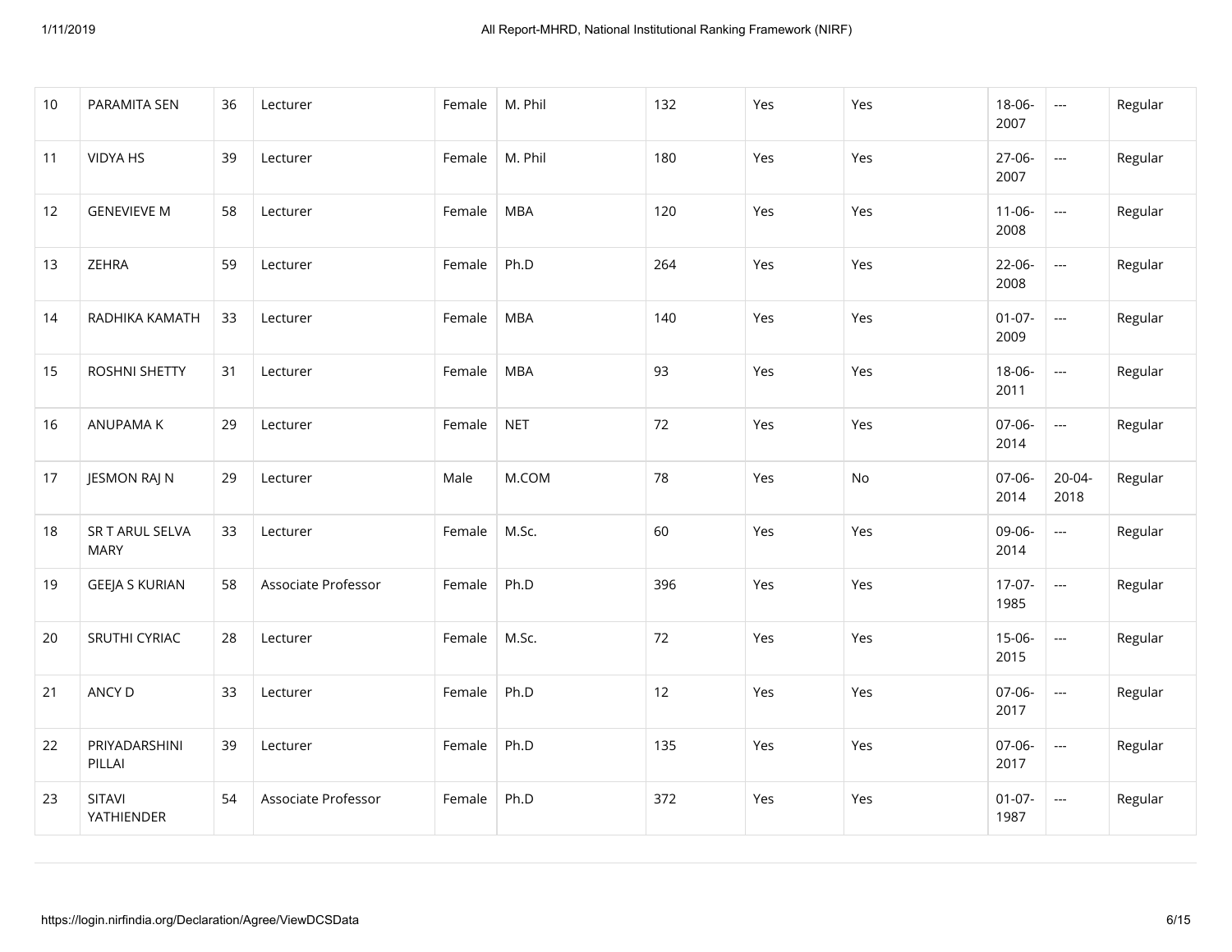| 10 | PARAMITA SEN | 36 | Lecturer | Female | M. Phil | 132 | Yes | Yes | 18-06-2007 | --- | Regular |
|---|---|---|---|---|---|---|---|---|---|---|---|
| 11 | VIDYA HS | 39 | Lecturer | Female | M. Phil | 180 | Yes | Yes | 27-06-2007 | --- | Regular |
| 12 | GENEVIEVE M | 58 | Lecturer | Female | MBA | 120 | Yes | Yes | 11-06-2008 | --- | Regular |
| 13 | ZEHRA | 59 | Lecturer | Female | Ph.D | 264 | Yes | Yes | 22-06-2008 | --- | Regular |
| 14 | RADHIKA KAMATH | 33 | Lecturer | Female | MBA | 140 | Yes | Yes | 01-07-2009 | --- | Regular |
| 15 | ROSHNI SHETTY | 31 | Lecturer | Female | MBA | 93 | Yes | Yes | 18-06-2011 | --- | Regular |
| 16 | ANUPAMA K | 29 | Lecturer | Female | NET | 72 | Yes | Yes | 07-06-2014 | --- | Regular |
| 17 | JESMON RAJ N | 29 | Lecturer | Male | M.COM | 78 | Yes | No | 07-06-2014 | 20-04-2018 | Regular |
| 18 | SR T ARUL SELVA MARY | 33 | Lecturer | Female | M.Sc. | 60 | Yes | Yes | 09-06-2014 | --- | Regular |
| 19 | GEEJA S KURIAN | 58 | Associate Professor | Female | Ph.D | 396 | Yes | Yes | 17-07-1985 | --- | Regular |
| 20 | SRUTHI CYRIAC | 28 | Lecturer | Female | M.Sc. | 72 | Yes | Yes | 15-06-2015 | --- | Regular |
| 21 | ANCY D | 33 | Lecturer | Female | Ph.D | 12 | Yes | Yes | 07-06-2017 | --- | Regular |
| 22 | PRIYADARSHINI PILLAI | 39 | Lecturer | Female | Ph.D | 135 | Yes | Yes | 07-06-2017 | --- | Regular |
| 23 | SITAVI YATHIENDER | 54 | Associate Professor | Female | Ph.D | 372 | Yes | Yes | 01-07-1987 | --- | Regular |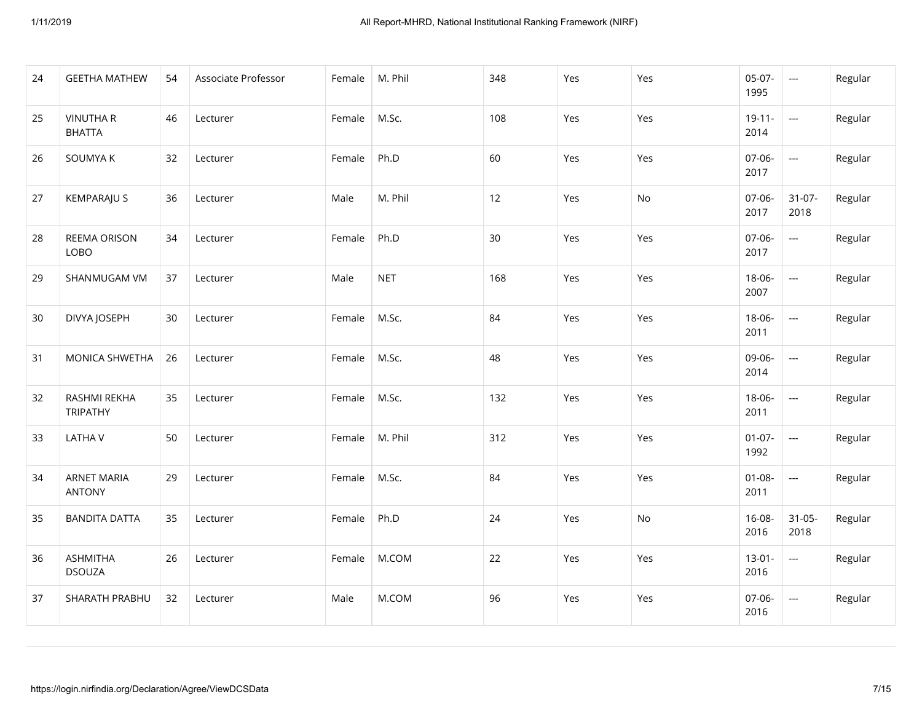| 24 | GEETHA MATHEW | 54 | Associate Professor | Female | M. Phil | 348 | Yes | Yes | 05-07-1995 | --- | Regular |
|---|---|---|---|---|---|---|---|---|---|---|---|
| 25 | VINUTHA R BHATTA | 46 | Lecturer | Female | M.Sc. | 108 | Yes | Yes | 19-11-2014 | --- | Regular |
| 26 | SOUMYA K | 32 | Lecturer | Female | Ph.D | 60 | Yes | Yes | 07-06-2017 | --- | Regular |
| 27 | KEMPARAJU S | 36 | Lecturer | Male | M. Phil | 12 | Yes | No | 07-06-2017 | 31-07-2018 | Regular |
| 28 | REEMA ORISON LOBO | 34 | Lecturer | Female | Ph.D | 30 | Yes | Yes | 07-06-2017 | --- | Regular |
| 29 | SHANMUGAM VM | 37 | Lecturer | Male | NET | 168 | Yes | Yes | 18-06-2007 | --- | Regular |
| 30 | DIVYA JOSEPH | 30 | Lecturer | Female | M.Sc. | 84 | Yes | Yes | 18-06-2011 | --- | Regular |
| 31 | MONICA SHWETHA | 26 | Lecturer | Female | M.Sc. | 48 | Yes | Yes | 09-06-2014 | --- | Regular |
| 32 | RASHMI REKHA TRIPATHY | 35 | Lecturer | Female | M.Sc. | 132 | Yes | Yes | 18-06-2011 | --- | Regular |
| 33 | LATHA V | 50 | Lecturer | Female | M. Phil | 312 | Yes | Yes | 01-07-1992 | --- | Regular |
| 34 | ARNET MARIA ANTONY | 29 | Lecturer | Female | M.Sc. | 84 | Yes | Yes | 01-08-2011 | --- | Regular |
| 35 | BANDITA DATTA | 35 | Lecturer | Female | Ph.D | 24 | Yes | No | 16-08-2016 | 31-05-2018 | Regular |
| 36 | ASHMITHA DSOUZA | 26 | Lecturer | Female | M.COM | 22 | Yes | Yes | 13-01-2016 | --- | Regular |
| 37 | SHARATH PRABHU | 32 | Lecturer | Male | M.COM | 96 | Yes | Yes | 07-06-2016 | --- | Regular |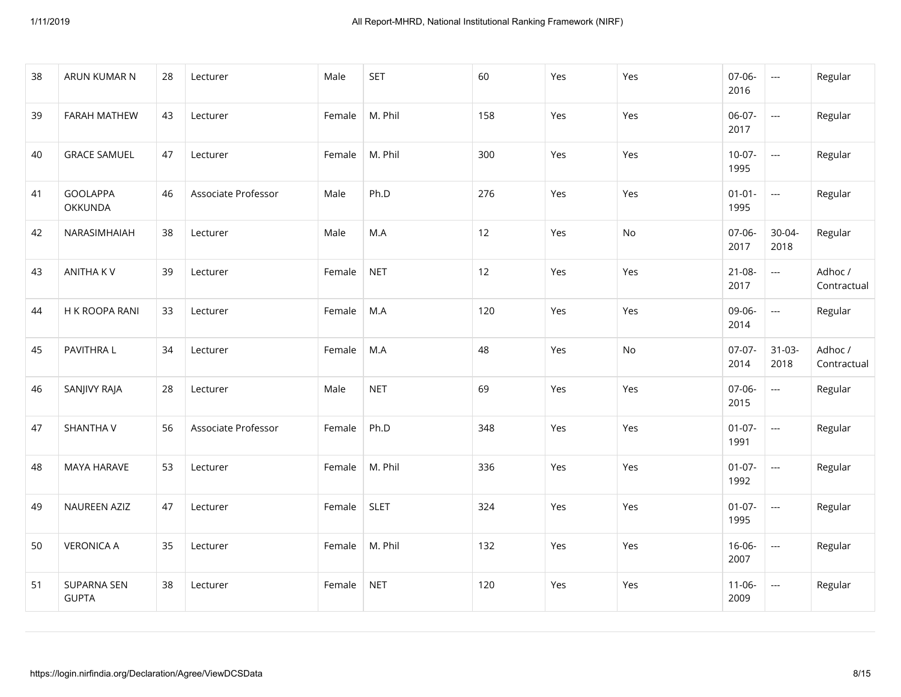| 38 | ARUN KUMAR N | 28 | Lecturer | Male | SET | 60 | Yes | Yes | 07-06-2016 | --- | Regular |
|---|---|---|---|---|---|---|---|---|---|---|---|
| 39 | FARAH MATHEW | 43 | Lecturer | Female | M. Phil | 158 | Yes | Yes | 06-07-2017 | --- | Regular |
| 40 | GRACE SAMUEL | 47 | Lecturer | Female | M. Phil | 300 | Yes | Yes | 10-07-1995 | --- | Regular |
| 41 | GOOLAPPA OKKUNDA | 46 | Associate Professor | Male | Ph.D | 276 | Yes | Yes | 01-01-1995 | --- | Regular |
| 42 | NARASIMHAIAH | 38 | Lecturer | Male | M.A | 12 | Yes | No | 07-06-2017 | 30-04-2018 | Regular |
| 43 | ANITHA K V | 39 | Lecturer | Female | NET | 12 | Yes | Yes | 21-08-2017 | --- | Adhoc / Contractual |
| 44 | H K ROOPA RANI | 33 | Lecturer | Female | M.A | 120 | Yes | Yes | 09-06-2014 | --- | Regular |
| 45 | PAVITHRA L | 34 | Lecturer | Female | M.A | 48 | Yes | No | 07-07-2014 | 31-03-2018 | Adhoc / Contractual |
| 46 | SANJIVY RAJA | 28 | Lecturer | Male | NET | 69 | Yes | Yes | 07-06-2015 | --- | Regular |
| 47 | SHANTHA V | 56 | Associate Professor | Female | Ph.D | 348 | Yes | Yes | 01-07-1991 | --- | Regular |
| 48 | MAYA HARAVE | 53 | Lecturer | Female | M. Phil | 336 | Yes | Yes | 01-07-1992 | --- | Regular |
| 49 | NAUREEN AZIZ | 47 | Lecturer | Female | SLET | 324 | Yes | Yes | 01-07-1995 | --- | Regular |
| 50 | VERONICA A | 35 | Lecturer | Female | M. Phil | 132 | Yes | Yes | 16-06-2007 | --- | Regular |
| 51 | SUPARNA SEN GUPTA | 38 | Lecturer | Female | NET | 120 | Yes | Yes | 11-06-2009 | --- | Regular |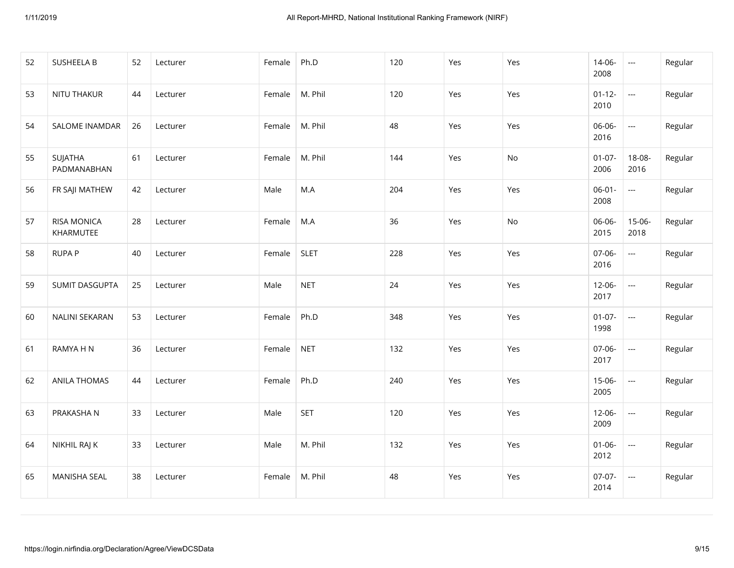| 52 | SUSHEELA B | 52 | Lecturer | Female | Ph.D | 120 | Yes | Yes | 14-06-2008 | --- | Regular |
|---|---|---|---|---|---|---|---|---|---|---|---|
| 53 | NITU THAKUR | 44 | Lecturer | Female | M. Phil | 120 | Yes | Yes | 01-12-2010 | --- | Regular |
| 54 | SALOME INAMDAR | 26 | Lecturer | Female | M. Phil | 48 | Yes | Yes | 06-06-2016 | --- | Regular |
| 55 | SUJATHA PADMANABHAN | 61 | Lecturer | Female | M. Phil | 144 | Yes | No | 01-07-2006 | 18-08-2016 | Regular |
| 56 | FR SAJI MATHEW | 42 | Lecturer | Male | M.A | 204 | Yes | Yes | 06-01-2008 | --- | Regular |
| 57 | RISA MONICA KHARMUTEE | 28 | Lecturer | Female | M.A | 36 | Yes | No | 06-06-2015 | 15-06-2018 | Regular |
| 58 | RUPA P | 40 | Lecturer | Female | SLET | 228 | Yes | Yes | 07-06-2016 | --- | Regular |
| 59 | SUMIT DASGUPTA | 25 | Lecturer | Male | NET | 24 | Yes | Yes | 12-06-2017 | --- | Regular |
| 60 | NALINI SEKARAN | 53 | Lecturer | Female | Ph.D | 348 | Yes | Yes | 01-07-1998 | --- | Regular |
| 61 | RAMYA H N | 36 | Lecturer | Female | NET | 132 | Yes | Yes | 07-06-2017 | --- | Regular |
| 62 | ANILA THOMAS | 44 | Lecturer | Female | Ph.D | 240 | Yes | Yes | 15-06-2005 | --- | Regular |
| 63 | PRAKASHA N | 33 | Lecturer | Male | SET | 120 | Yes | Yes | 12-06-2009 | --- | Regular |
| 64 | NIKHIL RAJ K | 33 | Lecturer | Male | M. Phil | 132 | Yes | Yes | 01-06-2012 | --- | Regular |
| 65 | MANISHA SEAL | 38 | Lecturer | Female | M. Phil | 48 | Yes | Yes | 07-07-2014 | --- | Regular |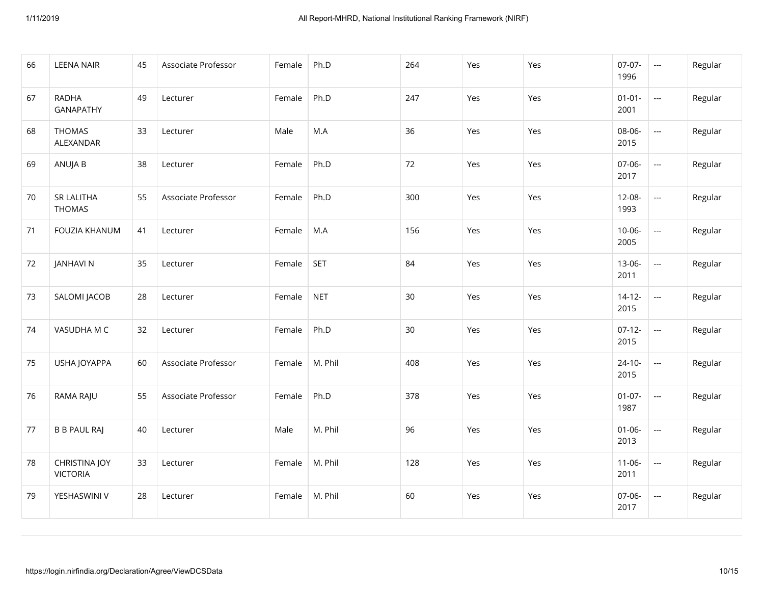| | | | | | | | | | | | |
|---|---|---|---|---|---|---|---|---|---|---|---|
| 66 | LEENA NAIR | 45 | Associate Professor | Female | Ph.D | 264 | Yes | Yes | 07-07-1996 | --- | Regular |
| 67 | RADHA GANAPATHY | 49 | Lecturer | Female | Ph.D | 247 | Yes | Yes | 01-01-2001 | --- | Regular |
| 68 | THOMAS ALEXANDAR | 33 | Lecturer | Male | M.A | 36 | Yes | Yes | 08-06-2015 | --- | Regular |
| 69 | ANUJA B | 38 | Lecturer | Female | Ph.D | 72 | Yes | Yes | 07-06-2017 | --- | Regular |
| 70 | SR LALITHA THOMAS | 55 | Associate Professor | Female | Ph.D | 300 | Yes | Yes | 12-08-1993 | --- | Regular |
| 71 | FOUZIA KHANUM | 41 | Lecturer | Female | M.A | 156 | Yes | Yes | 10-06-2005 | --- | Regular |
| 72 | JANHAVI N | 35 | Lecturer | Female | SET | 84 | Yes | Yes | 13-06-2011 | --- | Regular |
| 73 | SALOMI JACOB | 28 | Lecturer | Female | NET | 30 | Yes | Yes | 14-12-2015 | --- | Regular |
| 74 | VASUDHA M C | 32 | Lecturer | Female | Ph.D | 30 | Yes | Yes | 07-12-2015 | --- | Regular |
| 75 | USHA JOYAPPA | 60 | Associate Professor | Female | M. Phil | 408 | Yes | Yes | 24-10-2015 | --- | Regular |
| 76 | RAMA RAJU | 55 | Associate Professor | Female | Ph.D | 378 | Yes | Yes | 01-07-1987 | --- | Regular |
| 77 | B B PAUL RAJ | 40 | Lecturer | Male | M. Phil | 96 | Yes | Yes | 01-06-2013 | --- | Regular |
| 78 | CHRISTINA JOY VICTORIA | 33 | Lecturer | Female | M. Phil | 128 | Yes | Yes | 11-06-2011 | --- | Regular |
| 79 | YESHASWINI V | 28 | Lecturer | Female | M. Phil | 60 | Yes | Yes | 07-06-2017 | --- | Regular |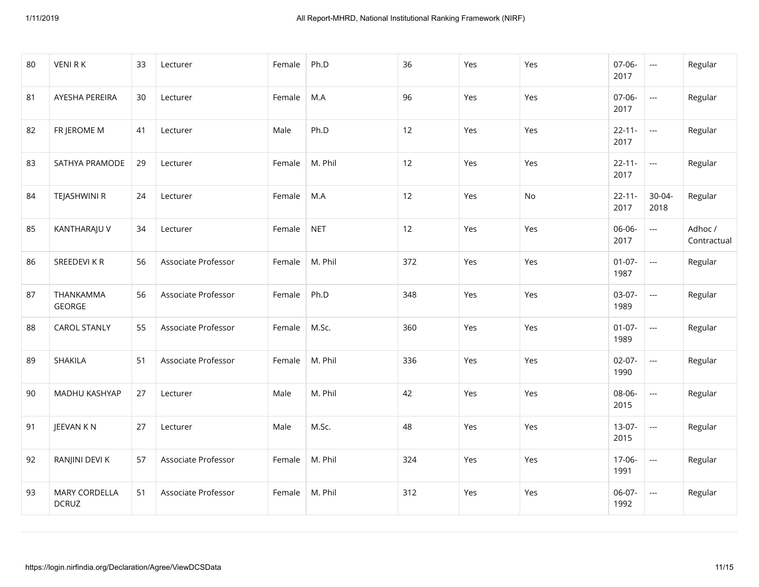| 80 | VENI R K | 33 | Lecturer | Female | Ph.D | 36 | Yes | Yes | 07-06-2017 | --- | Regular |
|---|---|---|---|---|---|---|---|---|---|---|---|
| 81 | AYESHA PEREIRA | 30 | Lecturer | Female | M.A | 96 | Yes | Yes | 07-06-2017 | --- | Regular |
| 82 | FR JEROME M | 41 | Lecturer | Male | Ph.D | 12 | Yes | Yes | 22-11-2017 | --- | Regular |
| 83 | SATHYA PRAMODE | 29 | Lecturer | Female | M. Phil | 12 | Yes | Yes | 22-11-2017 | --- | Regular |
| 84 | TEJASHWINI R | 24 | Lecturer | Female | M.A | 12 | Yes | No | 22-11-2017 | 30-04-2018 | Regular |
| 85 | KANTHARAJU V | 34 | Lecturer | Female | NET | 12 | Yes | Yes | 06-06-2017 | --- | Adhoc / Contractual |
| 86 | SREEDEVI K R | 56 | Associate Professor | Female | M. Phil | 372 | Yes | Yes | 01-07-1987 | --- | Regular |
| 87 | THANKAMMA GEORGE | 56 | Associate Professor | Female | Ph.D | 348 | Yes | Yes | 03-07-1989 | --- | Regular |
| 88 | CAROL STANLY | 55 | Associate Professor | Female | M.Sc. | 360 | Yes | Yes | 01-07-1989 | --- | Regular |
| 89 | SHAKILA | 51 | Associate Professor | Female | M. Phil | 336 | Yes | Yes | 02-07-1990 | --- | Regular |
| 90 | MADHU KASHYAP | 27 | Lecturer | Male | M. Phil | 42 | Yes | Yes | 08-06-2015 | --- | Regular |
| 91 | JEEVAN K N | 27 | Lecturer | Male | M.Sc. | 48 | Yes | Yes | 13-07-2015 | --- | Regular |
| 92 | RANJINI DEVI K | 57 | Associate Professor | Female | M. Phil | 324 | Yes | Yes | 17-06-1991 | --- | Regular |
| 93 | MARY CORDELLA DCRUZ | 51 | Associate Professor | Female | M. Phil | 312 | Yes | Yes | 06-07-1992 | --- | Regular |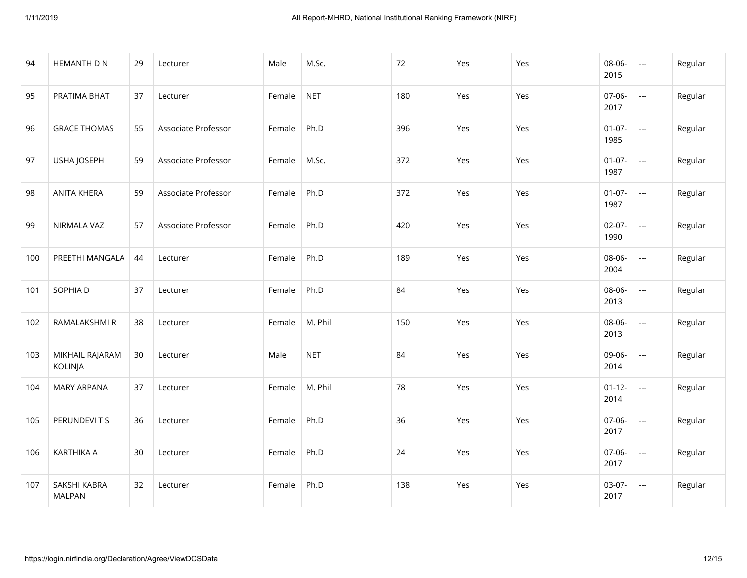| 94 | HEMANTH D N | 29 | Lecturer | Male | M.Sc. | 72 | Yes | Yes | 08-06-2015 | --- | Regular |
|---|---|---|---|---|---|---|---|---|---|---|---|
| 95 | PRATIMA BHAT | 37 | Lecturer | Female | NET | 180 | Yes | Yes | 07-06-2017 | --- | Regular |
| 96 | GRACE THOMAS | 55 | Associate Professor | Female | Ph.D | 396 | Yes | Yes | 01-07-1985 | --- | Regular |
| 97 | USHA JOSEPH | 59 | Associate Professor | Female | M.Sc. | 372 | Yes | Yes | 01-07-1987 | --- | Regular |
| 98 | ANITA KHERA | 59 | Associate Professor | Female | Ph.D | 372 | Yes | Yes | 01-07-1987 | --- | Regular |
| 99 | NIRMALA VAZ | 57 | Associate Professor | Female | Ph.D | 420 | Yes | Yes | 02-07-1990 | --- | Regular |
| 100 | PREETHI MANGALA | 44 | Lecturer | Female | Ph.D | 189 | Yes | Yes | 08-06-2004 | --- | Regular |
| 101 | SOPHIA D | 37 | Lecturer | Female | Ph.D | 84 | Yes | Yes | 08-06-2013 | --- | Regular |
| 102 | RAMALAKSHMI R | 38 | Lecturer | Female | M. Phil | 150 | Yes | Yes | 08-06-2013 | --- | Regular |
| 103 | MIKHAIL RAJARAM KOLINJA | 30 | Lecturer | Male | NET | 84 | Yes | Yes | 09-06-2014 | --- | Regular |
| 104 | MARY ARPANA | 37 | Lecturer | Female | M. Phil | 78 | Yes | Yes | 01-12-2014 | --- | Regular |
| 105 | PERUNDEVI T S | 36 | Lecturer | Female | Ph.D | 36 | Yes | Yes | 07-06-2017 | --- | Regular |
| 106 | KARTHIKA A | 30 | Lecturer | Female | Ph.D | 24 | Yes | Yes | 07-06-2017 | --- | Regular |
| 107 | SAKSHI KABRA MALPAN | 32 | Lecturer | Female | Ph.D | 138 | Yes | Yes | 03-07-2017 | --- | Regular |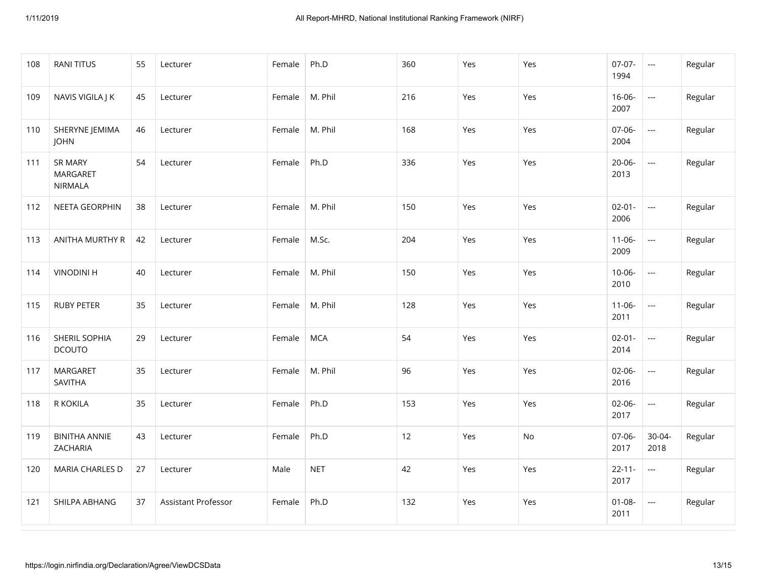| 108 | RANI TITUS | 55 | Lecturer | Female | Ph.D | 360 | Yes | Yes | 07-07-1994 | --- | Regular |
|---|---|---|---|---|---|---|---|---|---|---|---|
| 109 | NAVIS VIGILA J K | 45 | Lecturer | Female | M. Phil | 216 | Yes | Yes | 16-06-2007 | --- | Regular |
| 110 | SHERYNE JEMIMA JOHN | 46 | Lecturer | Female | M. Phil | 168 | Yes | Yes | 07-06-2004 | --- | Regular |
| 111 | SR MARY MARGARET NIRMALA | 54 | Lecturer | Female | Ph.D | 336 | Yes | Yes | 20-06-2013 | --- | Regular |
| 112 | NEETA GEORPHIN | 38 | Lecturer | Female | M. Phil | 150 | Yes | Yes | 02-01-2006 | --- | Regular |
| 113 | ANITHA MURTHY R | 42 | Lecturer | Female | M.Sc. | 204 | Yes | Yes | 11-06-2009 | --- | Regular |
| 114 | VINODINI H | 40 | Lecturer | Female | M. Phil | 150 | Yes | Yes | 10-06-2010 | --- | Regular |
| 115 | RUBY PETER | 35 | Lecturer | Female | M. Phil | 128 | Yes | Yes | 11-06-2011 | --- | Regular |
| 116 | SHERIL SOPHIA DCOUTO | 29 | Lecturer | Female | MCA | 54 | Yes | Yes | 02-01-2014 | --- | Regular |
| 117 | MARGARET SAVITHA | 35 | Lecturer | Female | M. Phil | 96 | Yes | Yes | 02-06-2016 | --- | Regular |
| 118 | R KOKILA | 35 | Lecturer | Female | Ph.D | 153 | Yes | Yes | 02-06-2017 | --- | Regular |
| 119 | BINITHA ANNIE ZACHARIA | 43 | Lecturer | Female | Ph.D | 12 | Yes | No | 07-06-2017 | 30-04-2018 | Regular |
| 120 | MARIA CHARLES D | 27 | Lecturer | Male | NET | 42 | Yes | Yes | 22-11-2017 | --- | Regular |
| 121 | SHILPA ABHANG | 37 | Assistant Professor | Female | Ph.D | 132 | Yes | Yes | 01-08-2011 | --- | Regular |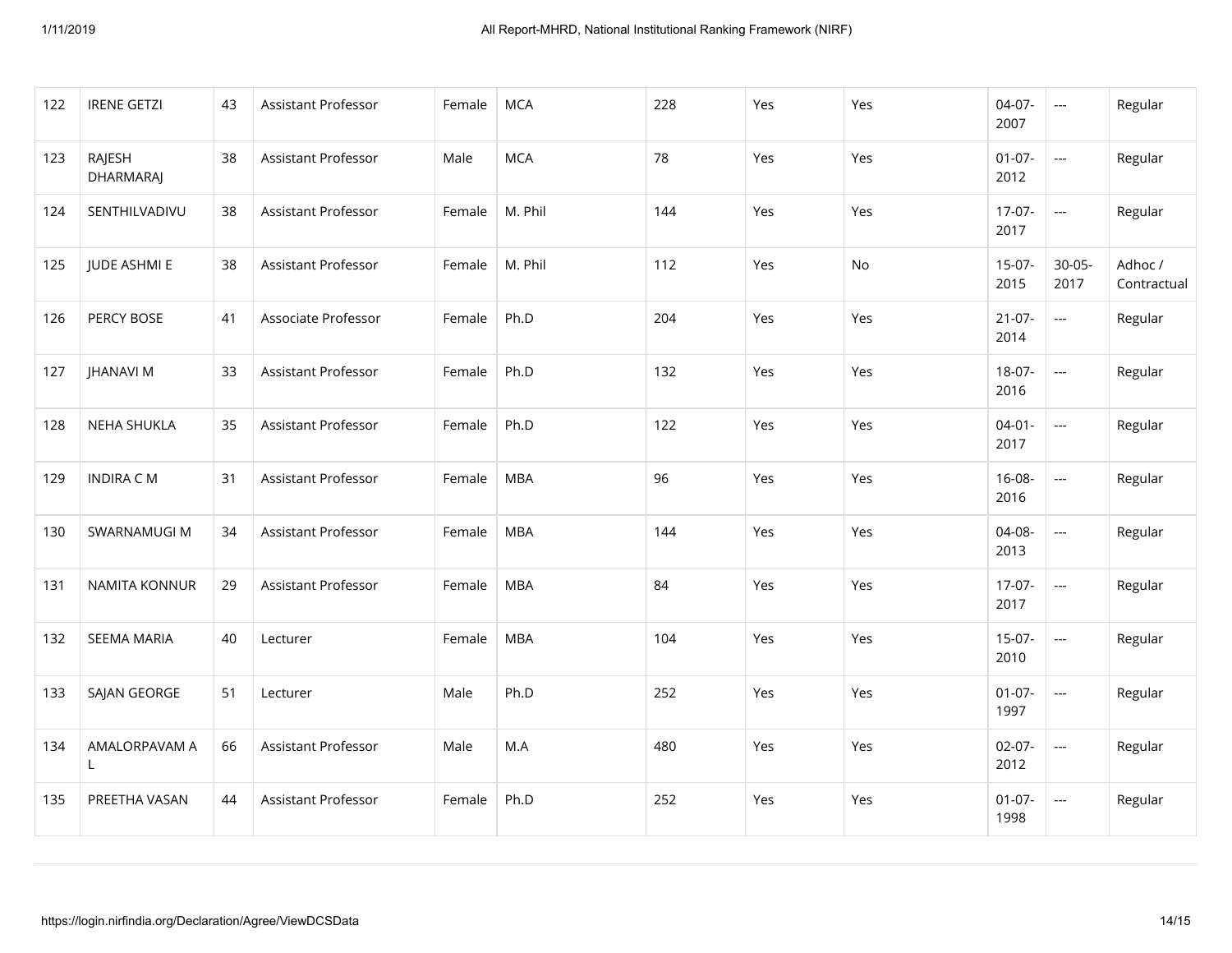| 122 | IRENE GETZI | 43 | Assistant Professor | Female | MCA | 228 | Yes | Yes | 04-07-2007 | --- | Regular |
|---|---|---|---|---|---|---|---|---|---|---|---|
| 123 | RAJESH DHARMARAJ | 38 | Assistant Professor | Male | MCA | 78 | Yes | Yes | 01-07-2012 | --- | Regular |
| 124 | SENTHILVADIVU | 38 | Assistant Professor | Female | M. Phil | 144 | Yes | Yes | 17-07-2017 | --- | Regular |
| 125 | JUDE ASHMI E | 38 | Assistant Professor | Female | M. Phil | 112 | Yes | No | 15-07-2015 | 30-05-2017 | Adhoc / Contractual |
| 126 | PERCY BOSE | 41 | Associate Professor | Female | Ph.D | 204 | Yes | Yes | 21-07-2014 | --- | Regular |
| 127 | JHANAVI M | 33 | Assistant Professor | Female | Ph.D | 132 | Yes | Yes | 18-07-2016 | --- | Regular |
| 128 | NEHA SHUKLA | 35 | Assistant Professor | Female | Ph.D | 122 | Yes | Yes | 04-01-2017 | --- | Regular |
| 129 | INDIRA C M | 31 | Assistant Professor | Female | MBA | 96 | Yes | Yes | 16-08-2016 | --- | Regular |
| 130 | SWARNAMUGI M | 34 | Assistant Professor | Female | MBA | 144 | Yes | Yes | 04-08-2013 | --- | Regular |
| 131 | NAMITA KONNUR | 29 | Assistant Professor | Female | MBA | 84 | Yes | Yes | 17-07-2017 | --- | Regular |
| 132 | SEEMA MARIA | 40 | Lecturer | Female | MBA | 104 | Yes | Yes | 15-07-2010 | --- | Regular |
| 133 | SAJAN GEORGE | 51 | Lecturer | Male | Ph.D | 252 | Yes | Yes | 01-07-1997 | --- | Regular |
| 134 | AMALORPAVAM A L | 66 | Assistant Professor | Male | M.A | 480 | Yes | Yes | 02-07-2012 | --- | Regular |
| 135 | PREETHA VASAN | 44 | Assistant Professor | Female | Ph.D | 252 | Yes | Yes | 01-07-1998 | --- | Regular |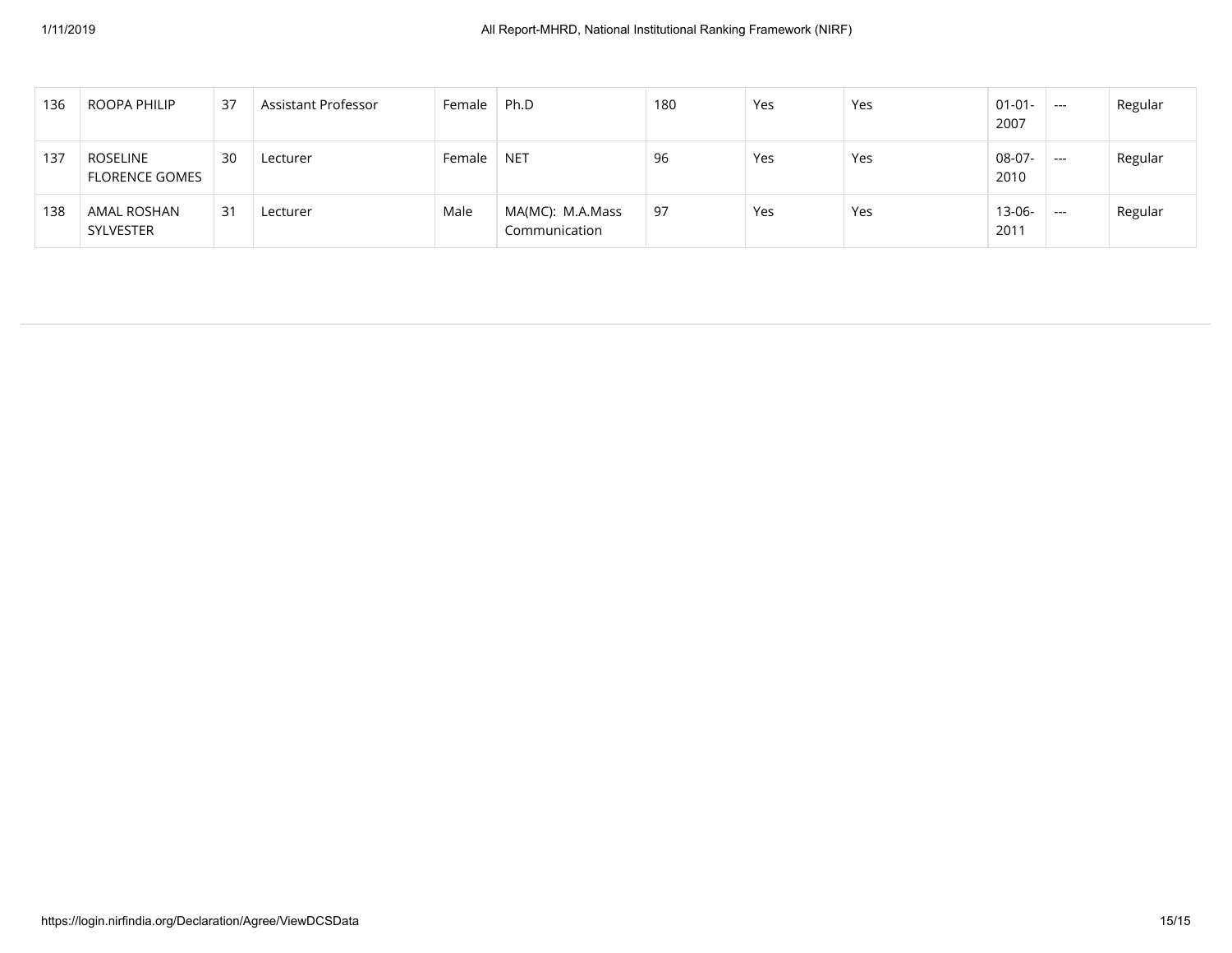| | | | | | | | | | | | |
|---|---|---|---|---|---|---|---|---|---|---|---|
| 136 | ROOPA PHILIP | 37 | Assistant Professor | Female | Ph.D | 180 | Yes | Yes | 01-01-2007 | --- | Regular |
| 137 | ROSELINE FLORENCE GOMES | 30 | Lecturer | Female | NET | 96 | Yes | Yes | 08-07-2010 | --- | Regular |
| 138 | AMAL ROSHAN SYLVESTER | 31 | Lecturer | Male | MA(MC): M.A.Mass Communication | 97 | Yes | Yes | 13-06-2011 | --- | Regular |